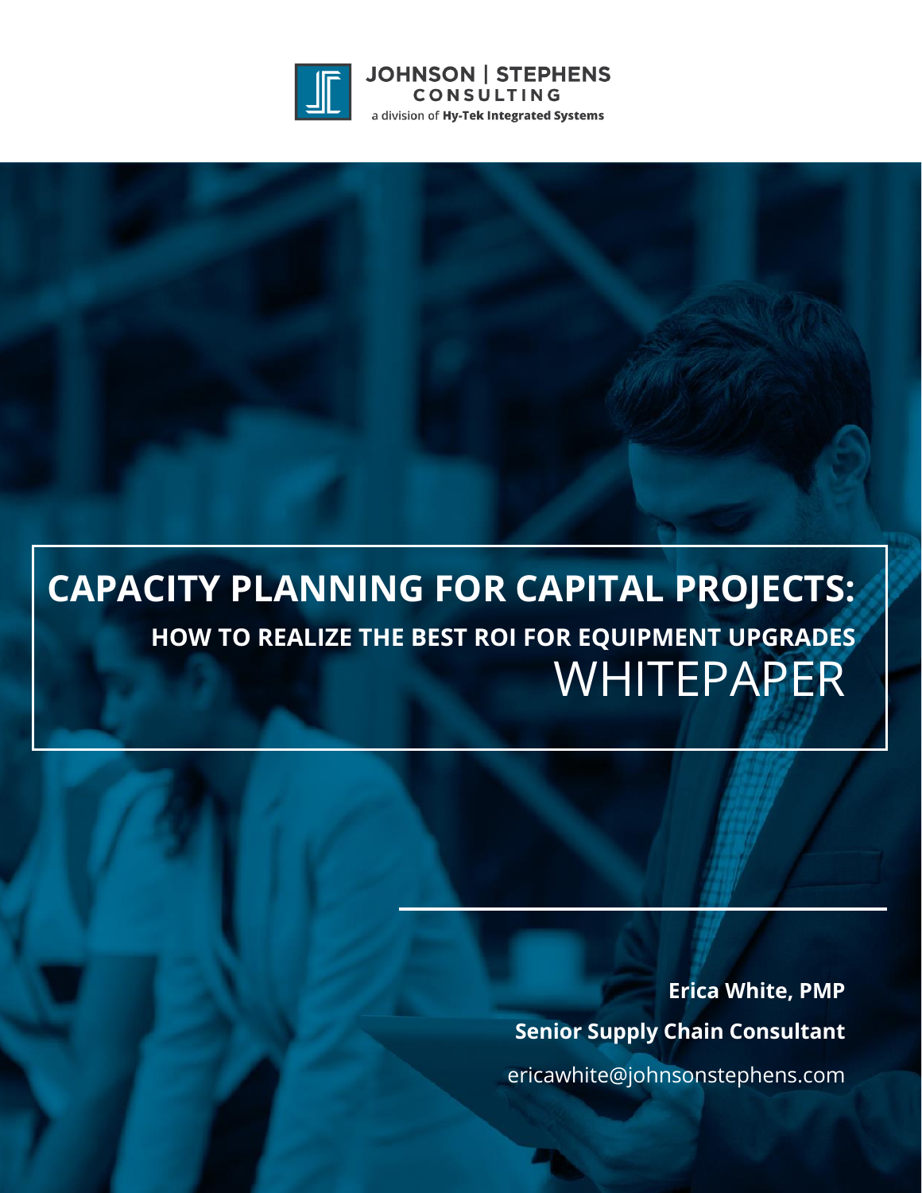JOHNSON | STEPHENS
CONSULTING
a division of **Hy-Tek Integrated Systems**

# CAPACITY PLANNING FOR CAPITAL PROJECTS:

## HOW TO REALIZE THE BEST ROI FOR EQUIPMENT UPGRADES

WHITEPAPER

**Erica White, PMP**

**Senior Supply Chain Consultant**

ericawhite@johnsonstephens.com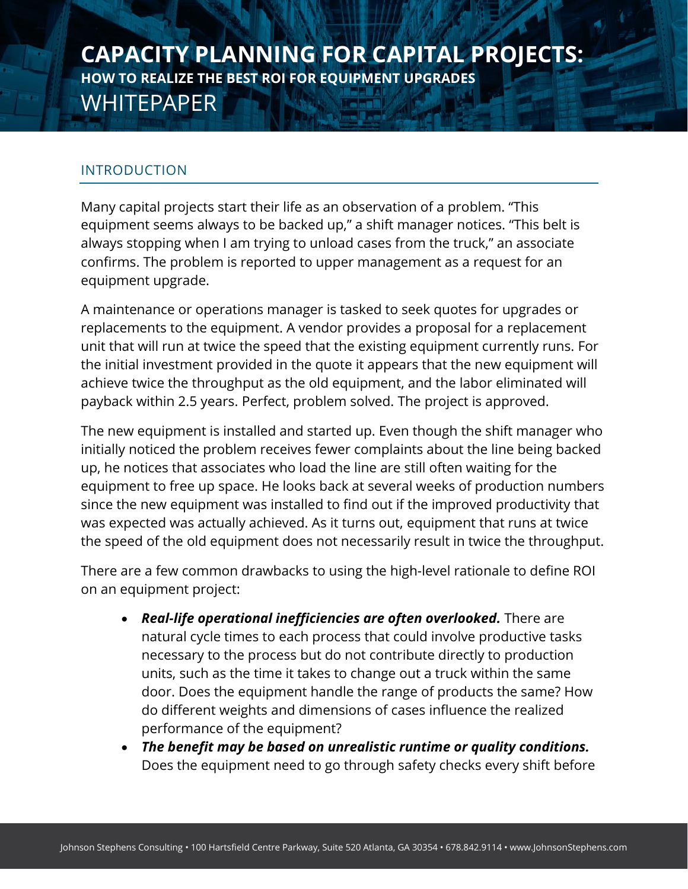# CAPACITY PLANNING FOR CAPITAL PROJECTS:

**HOW TO REALIZE THE BEST ROI FOR EQUIPMENT UPGRADES**

WHITEPAPER

## INTRODUCTION

Many capital projects start their life as an observation of a problem. "This equipment seems always to be backed up," a shift manager notices. "This belt is always stopping when I am trying to unload cases from the truck," an associate confirms. The problem is reported to upper management as a request for an equipment upgrade.

A maintenance or operations manager is tasked to seek quotes for upgrades or replacements to the equipment. A vendor provides a proposal for a replacement unit that will run at twice the speed that the existing equipment currently runs. For the initial investment provided in the quote it appears that the new equipment will achieve twice the throughput as the old equipment, and the labor eliminated will payback within 2.5 years. Perfect, problem solved. The project is approved.

The new equipment is installed and started up. Even though the shift manager who initially noticed the problem receives fewer complaints about the line being backed up, he notices that associates who load the line are still often waiting for the equipment to free up space. He looks back at several weeks of production numbers since the new equipment was installed to find out if the improved productivity that was expected was actually achieved. As it turns out, equipment that runs at twice the speed of the old equipment does not necessarily result in twice the throughput.

There are a few common drawbacks to using the high-level rationale to define ROI on an equipment project:

- ***Real-life operational inefficiencies are often overlooked.*** There are natural cycle times to each process that could involve productive tasks necessary to the process but do not contribute directly to production units, such as the time it takes to change out a truck within the same door. Does the equipment handle the range of products the same? How do different weights and dimensions of cases influence the realized performance of the equipment?
- ***The benefit may be based on unrealistic runtime or quality conditions.*** Does the equipment need to go through safety checks every shift before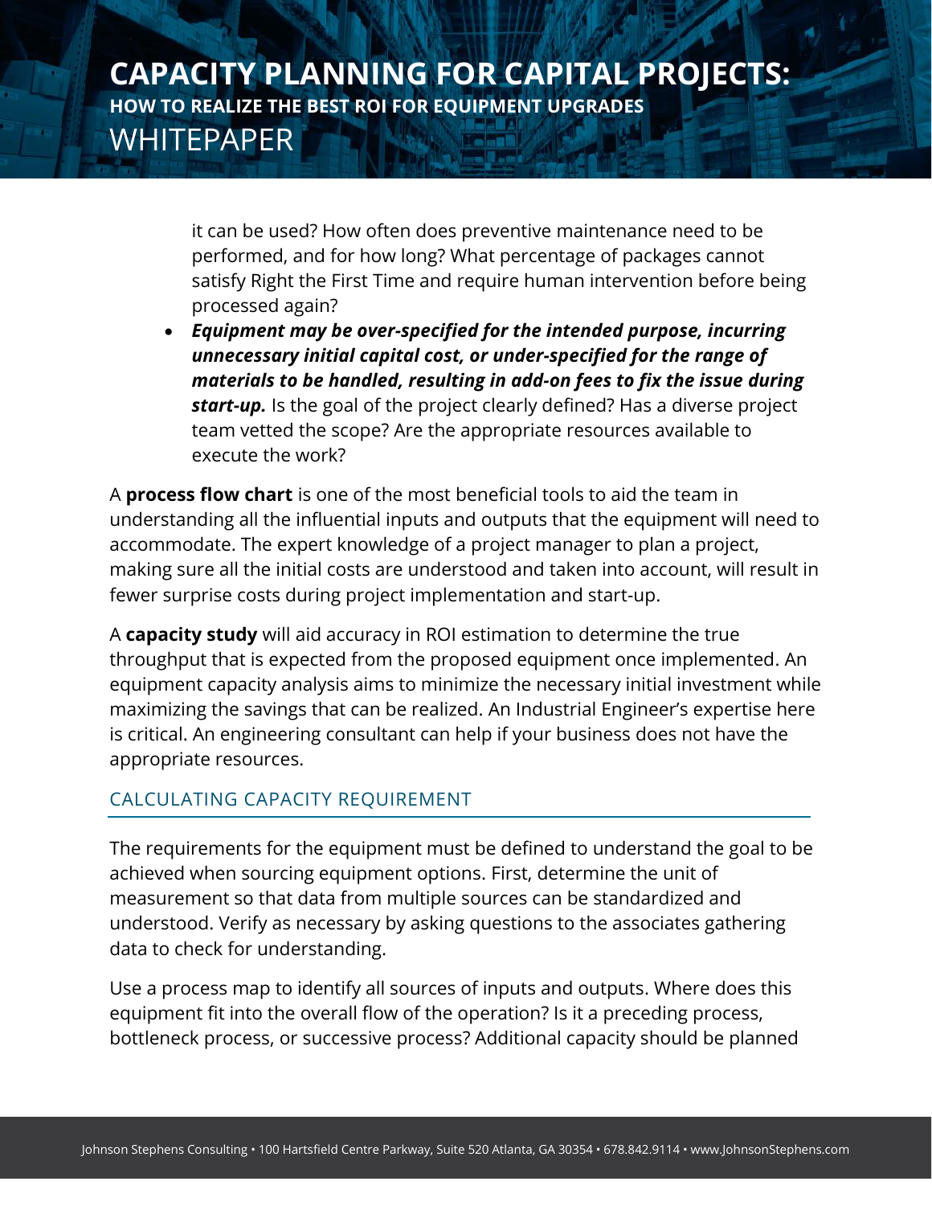it can be used? How often does preventive maintenance need to be performed, and for how long? What percentage of packages cannot satisfy Right the First Time and require human intervention before being processed again?

- ***Equipment may be over-specified for the intended purpose, incurring unnecessary initial capital cost, or under-specified for the range of materials to be handled, resulting in add-on fees to fix the issue during start-up.*** Is the goal of the project clearly defined? Has a diverse project team vetted the scope? Are the appropriate resources available to execute the work?

A **process flow chart** is one of the most beneficial tools to aid the team in understanding all the influential inputs and outputs that the equipment will need to accommodate. The expert knowledge of a project manager to plan a project, making sure all the initial costs are understood and taken into account, will result in fewer surprise costs during project implementation and start-up.

A **capacity study** will aid accuracy in ROI estimation to determine the true throughput that is expected from the proposed equipment once implemented. An equipment capacity analysis aims to minimize the necessary initial investment while maximizing the savings that can be realized. An Industrial Engineer's expertise here is critical. An engineering consultant can help if your business does not have the appropriate resources.

## CALCULATING CAPACITY REQUIREMENT

The requirements for the equipment must be defined to understand the goal to be achieved when sourcing equipment options. First, determine the unit of measurement so that data from multiple sources can be standardized and understood. Verify as necessary by asking questions to the associates gathering data to check for understanding.

Use a process map to identify all sources of inputs and outputs. Where does this equipment fit into the overall flow of the operation? Is it a preceding process, bottleneck process, or successive process? Additional capacity should be planned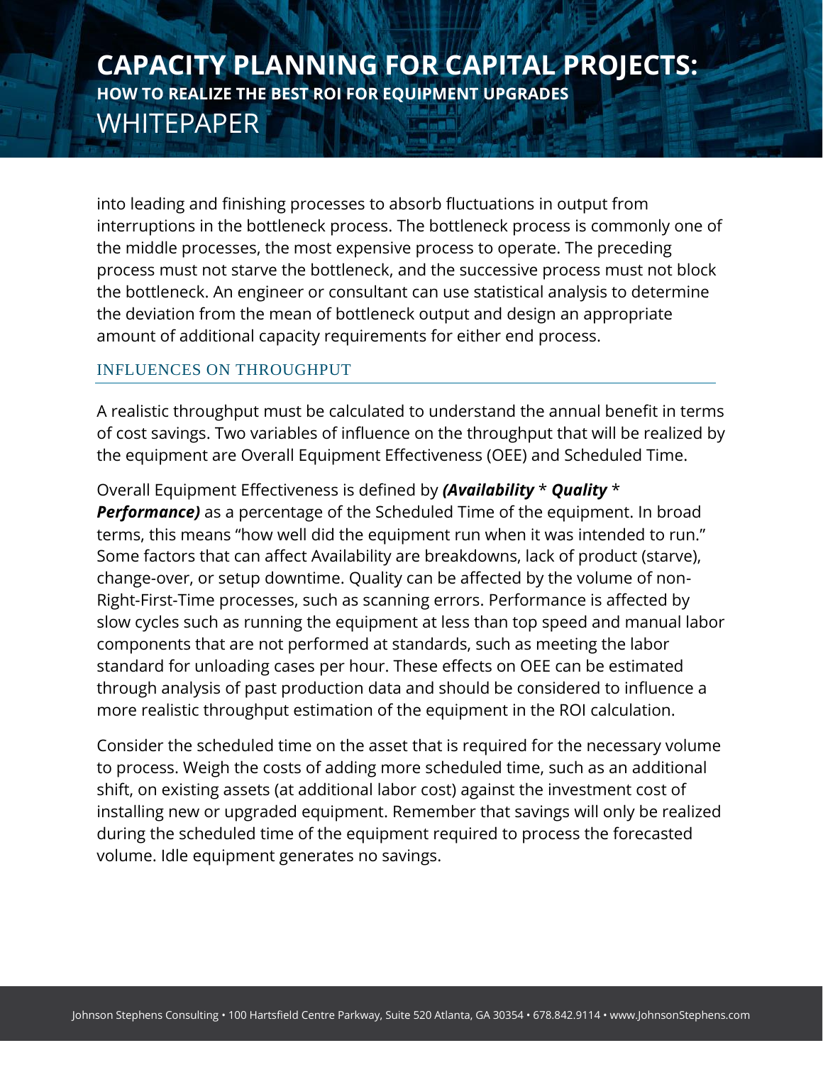into leading and finishing processes to absorb fluctuations in output from interruptions in the bottleneck process. The bottleneck process is commonly one of the middle processes, the most expensive process to operate. The preceding process must not starve the bottleneck, and the successive process must not block the bottleneck. An engineer or consultant can use statistical analysis to determine the deviation from the mean of bottleneck output and design an appropriate amount of additional capacity requirements for either end process.

## INFLUENCES ON THROUGHPUT

A realistic throughput must be calculated to understand the annual benefit in terms of cost savings. Two variables of influence on the throughput that will be realized by the equipment are Overall Equipment Effectiveness (OEE) and Scheduled Time.

Overall Equipment Effectiveness is defined by ***(Availability*** * ***Quality*** * ***Performance)*** as a percentage of the Scheduled Time of the equipment. In broad terms, this means "how well did the equipment run when it was intended to run." Some factors that can affect Availability are breakdowns, lack of product (starve), change-over, or setup downtime. Quality can be affected by the volume of non-Right-First-Time processes, such as scanning errors. Performance is affected by slow cycles such as running the equipment at less than top speed and manual labor components that are not performed at standards, such as meeting the labor standard for unloading cases per hour. These effects on OEE can be estimated through analysis of past production data and should be considered to influence a more realistic throughput estimation of the equipment in the ROI calculation.

Consider the scheduled time on the asset that is required for the necessary volume to process. Weigh the costs of adding more scheduled time, such as an additional shift, on existing assets (at additional labor cost) against the investment cost of installing new or upgraded equipment. Remember that savings will only be realized during the scheduled time of the equipment required to process the forecasted volume. Idle equipment generates no savings.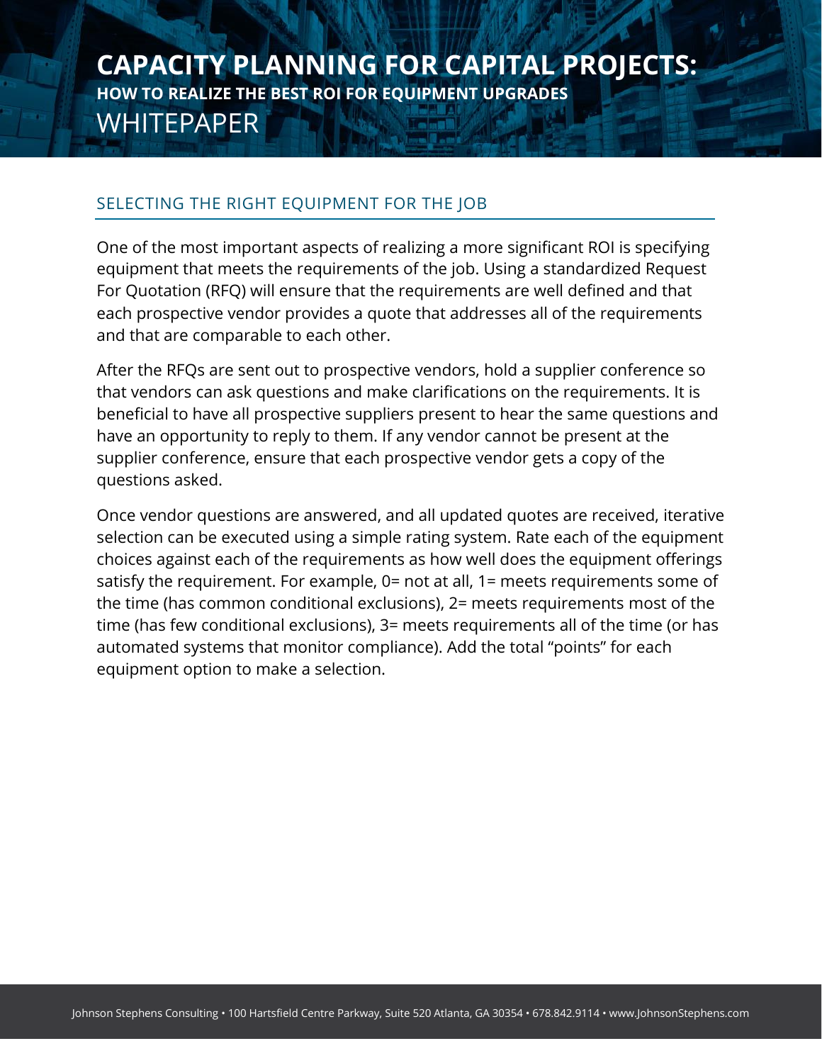## SELECTING THE RIGHT EQUIPMENT FOR THE JOB

One of the most important aspects of realizing a more significant ROI is specifying equipment that meets the requirements of the job. Using a standardized Request For Quotation (RFQ) will ensure that the requirements are well defined and that each prospective vendor provides a quote that addresses all of the requirements and that are comparable to each other.

After the RFQs are sent out to prospective vendors, hold a supplier conference so that vendors can ask questions and make clarifications on the requirements. It is beneficial to have all prospective suppliers present to hear the same questions and have an opportunity to reply to them. If any vendor cannot be present at the supplier conference, ensure that each prospective vendor gets a copy of the questions asked.

Once vendor questions are answered, and all updated quotes are received, iterative selection can be executed using a simple rating system. Rate each of the equipment choices against each of the requirements as how well does the equipment offerings satisfy the requirement. For example, 0= not at all, 1= meets requirements some of the time (has common conditional exclusions), 2= meets requirements most of the time (has few conditional exclusions), 3= meets requirements all of the time (or has automated systems that monitor compliance). Add the total “points” for each equipment option to make a selection.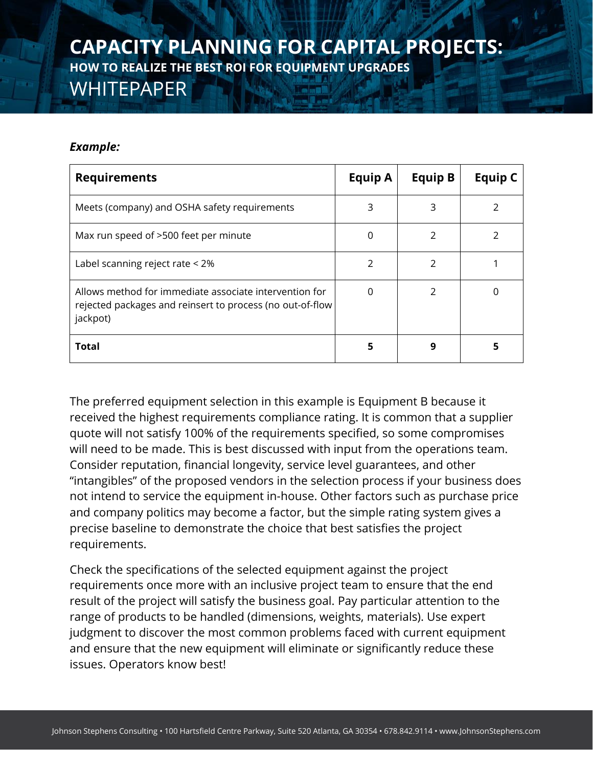***Example:***

| Requirements | Equip A | Equip B | Equip C |
|---|---|---|---|
| Meets (company) and OSHA safety requirements | 3 | 3 | 2 |
| Max run speed of >500 feet per minute | 0 | 2 | 2 |
| Label scanning reject rate < 2% | 2 | 2 | 1 |
| Allows method for immediate associate intervention for rejected packages and reinsert to process (no out-of-flow jackpot) | 0 | 2 | 0 |
| **Total** | **5** | **9** | **5** |

The preferred equipment selection in this example is Equipment B because it received the highest requirements compliance rating. It is common that a supplier quote will not satisfy 100% of the requirements specified, so some compromises will need to be made. This is best discussed with input from the operations team. Consider reputation, financial longevity, service level guarantees, and other "intangibles" of the proposed vendors in the selection process if your business does not intend to service the equipment in-house. Other factors such as purchase price and company politics may become a factor, but the simple rating system gives a precise baseline to demonstrate the choice that best satisfies the project requirements.

Check the specifications of the selected equipment against the project requirements once more with an inclusive project team to ensure that the end result of the project will satisfy the business goal. Pay particular attention to the range of products to be handled (dimensions, weights, materials). Use expert judgment to discover the most common problems faced with current equipment and ensure that the new equipment will eliminate or significantly reduce these issues. Operators know best!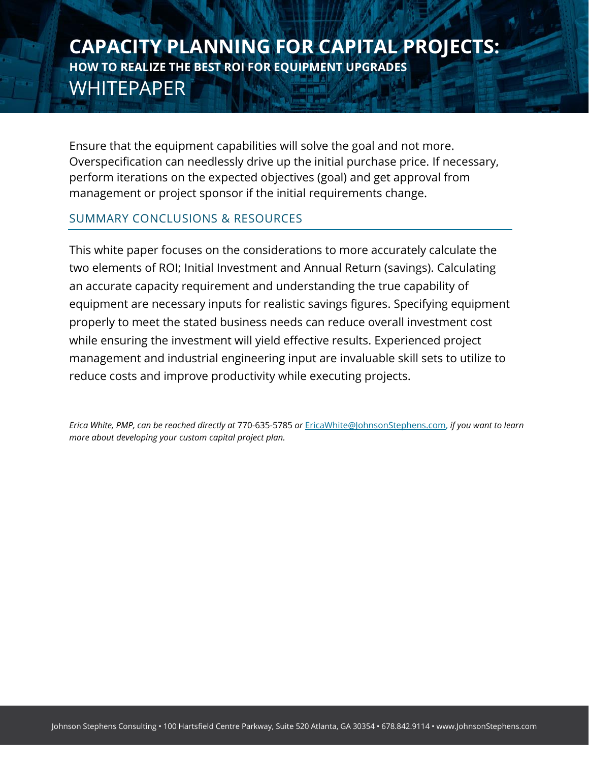Ensure that the equipment capabilities will solve the goal and not more. Overspecification can needlessly drive up the initial purchase price. If necessary, perform iterations on the expected objectives (goal) and get approval from management or project sponsor if the initial requirements change.

## SUMMARY CONCLUSIONS & RESOURCES

This white paper focuses on the considerations to more accurately calculate the two elements of ROI; Initial Investment and Annual Return (savings). Calculating an accurate capacity requirement and understanding the true capability of equipment are necessary inputs for realistic savings figures. Specifying equipment properly to meet the stated business needs can reduce overall investment cost while ensuring the investment will yield effective results. Experienced project management and industrial engineering input are invaluable skill sets to utilize to reduce costs and improve productivity while executing projects.

*Erica White, PMP, can be reached directly at* 770-635-5785 *or* EricaWhite@JohnsonStephens.com, *if you want to learn more about developing your custom capital project plan.*